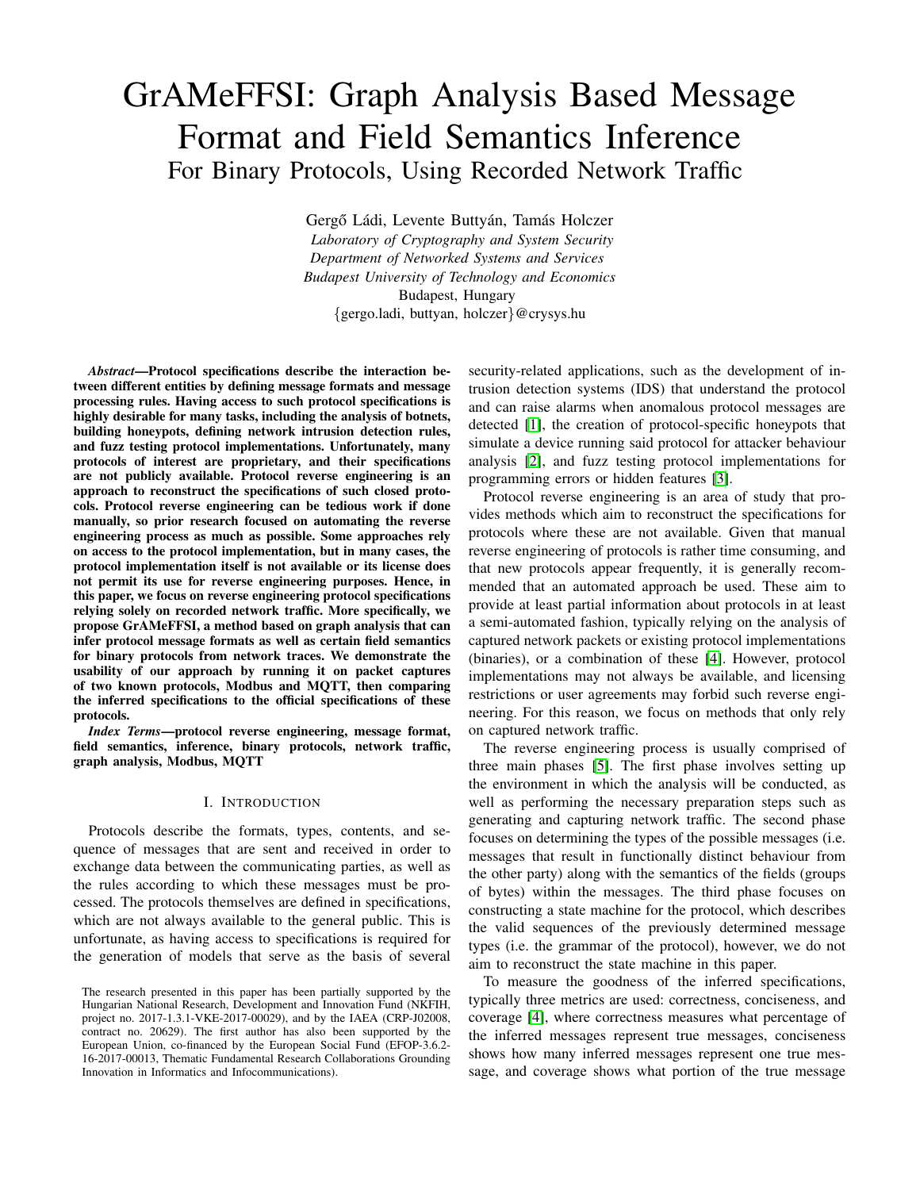# GrAMeFFSI: Graph Analysis Based Message Format and Field Semantics Inference

## For Binary Protocols, Using Recorded Network Traffic

Gergő Ládi, Levente Buttyán, Tamás Holczer
*Laboratory of Cryptography and System Security*
*Department of Networked Systems and Services*
*Budapest University of Technology and Economics*
Budapest, Hungary
{gergo.ladi, buttyan, holczer}@crysys.hu

***Abstract*—Protocol specifications describe the interaction between different entities by defining message formats and message processing rules. Having access to such protocol specifications is highly desirable for many tasks, including the analysis of botnets, building honeypots, defining network intrusion detection rules, and fuzz testing protocol implementations. Unfortunately, many protocols of interest are proprietary, and their specifications are not publicly available. Protocol reverse engineering is an approach to reconstruct the specifications of such closed protocols. Protocol reverse engineering can be tedious work if done manually, so prior research focused on automating the reverse engineering process as much as possible. Some approaches rely on access to the protocol implementation, but in many cases, the protocol implementation itself is not available or its license does not permit its use for reverse engineering purposes. Hence, in this paper, we focus on reverse engineering protocol specifications relying solely on recorded network traffic. More specifically, we propose GrAMeFFSI, a method based on graph analysis that can infer protocol message formats as well as certain field semantics for binary protocols from network traces. We demonstrate the usability of our approach by running it on packet captures of two known protocols, Modbus and MQTT, then comparing the inferred specifications to the official specifications of these protocols.**

***Index Terms*—protocol reverse engineering, message format, field semantics, inference, binary protocols, network traffic, graph analysis, Modbus, MQTT**

## I. Introduction

Protocols describe the formats, types, contents, and sequence of messages that are sent and received in order to exchange data between the communicating parties, as well as the rules according to which these messages must be processed. The protocols themselves are defined in specifications, which are not always available to the general public. This is unfortunate, as having access to specifications is required for the generation of models that serve as the basis of several security-related applications, such as the development of intrusion detection systems (IDS) that understand the protocol and can raise alarms when anomalous protocol messages are detected [1], the creation of protocol-specific honeypots that simulate a device running said protocol for attacker behaviour analysis [2], and fuzz testing protocol implementations for programming errors or hidden features [3].

Protocol reverse engineering is an area of study that provides methods which aim to reconstruct the specifications for protocols where these are not available. Given that manual reverse engineering of protocols is rather time consuming, and that new protocols appear frequently, it is generally recommended that an automated approach be used. These aim to provide at least partial information about protocols in at least a semi-automated fashion, typically relying on the analysis of captured network packets or existing protocol implementations (binaries), or a combination of these [4]. However, protocol implementations may not always be available, and licensing restrictions or user agreements may forbid such reverse engineering. For this reason, we focus on methods that only rely on captured network traffic.

The reverse engineering process is usually comprised of three main phases [5]. The first phase involves setting up the environment in which the analysis will be conducted, as well as performing the necessary preparation steps such as generating and capturing network traffic. The second phase focuses on determining the types of the possible messages (i.e. messages that result in functionally distinct behaviour from the other party) along with the semantics of the fields (groups of bytes) within the messages. The third phase focuses on constructing a state machine for the protocol, which describes the valid sequences of the previously determined message types (i.e. the grammar of the protocol), however, we do not aim to reconstruct the state machine in this paper.

To measure the goodness of the inferred specifications, typically three metrics are used: correctness, conciseness, and coverage [4], where correctness measures what percentage of the inferred messages represent true messages, conciseness shows how many inferred messages represent one true message, and coverage shows what portion of the true message

The research presented in this paper has been partially supported by the Hungarian National Research, Development and Innovation Fund (NKFIH, project no. 2017-1.3.1-VKE-2017-00029), and by the IAEA (CRP-J02008, contract no. 20629). The first author has also been supported by the European Union, co-financed by the European Social Fund (EFOP-3.6.2-16-2017-00013, Thematic Fundamental Research Collaborations Grounding Innovation in Informatics and Infocommunications).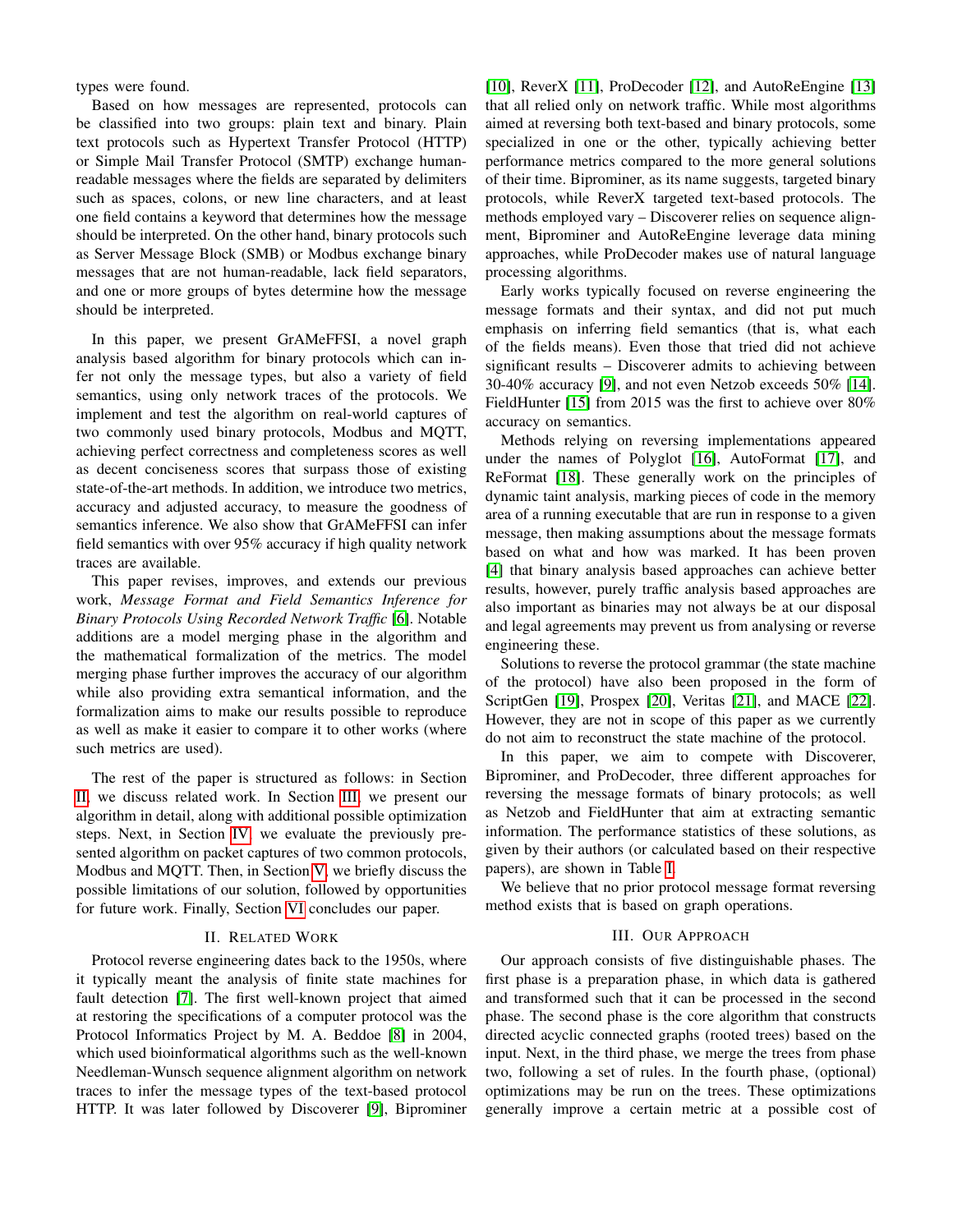types were found.

Based on how messages are represented, protocols can be classified into two groups: plain text and binary. Plain text protocols such as Hypertext Transfer Protocol (HTTP) or Simple Mail Transfer Protocol (SMTP) exchange human-readable messages where the fields are separated by delimiters such as spaces, colons, or new line characters, and at least one field contains a keyword that determines how the message should be interpreted. On the other hand, binary protocols such as Server Message Block (SMB) or Modbus exchange binary messages that are not human-readable, lack field separators, and one or more groups of bytes determine how the message should be interpreted.

In this paper, we present GrAMeFFSI, a novel graph analysis based algorithm for binary protocols which can infer not only the message types, but also a variety of field semantics, using only network traces of the protocols. We implement and test the algorithm on real-world captures of two commonly used binary protocols, Modbus and MQTT, achieving perfect correctness and completeness scores as well as decent conciseness scores that surpass those of existing state-of-the-art methods. In addition, we introduce two metrics, accuracy and adjusted accuracy, to measure the goodness of semantics inference. We also show that GrAMeFFSI can infer field semantics with over 95% accuracy if high quality network traces are available.

This paper revises, improves, and extends our previous work, *Message Format and Field Semantics Inference for Binary Protocols Using Recorded Network Traffic* [6]. Notable additions are a model merging phase in the algorithm and the mathematical formalization of the metrics. The model merging phase further improves the accuracy of our algorithm while also providing extra semantical information, and the formalization aims to make our results possible to reproduce as well as make it easier to compare it to other works (where such metrics are used).

The rest of the paper is structured as follows: in Section II, we discuss related work. In Section III, we present our algorithm in detail, along with additional possible optimization steps. Next, in Section IV, we evaluate the previously presented algorithm on packet captures of two common protocols, Modbus and MQTT. Then, in Section V, we briefly discuss the possible limitations of our solution, followed by opportunities for future work. Finally, Section VI concludes our paper.

## II. Related Work

Protocol reverse engineering dates back to the 1950s, where it typically meant the analysis of finite state machines for fault detection [7]. The first well-known project that aimed at restoring the specifications of a computer protocol was the Protocol Informatics Project by M. A. Beddoe [8] in 2004, which used bioinformatical algorithms such as the well-known Needleman-Wunsch sequence alignment algorithm on network traces to infer the message types of the text-based protocol HTTP. It was later followed by Discoverer [9], Biprominer [10], ReverX [11], ProDecoder [12], and AutoReEngine [13] that all relied only on network traffic. While most algorithms aimed at reversing both text-based and binary protocols, some specialized in one or the other, typically achieving better performance metrics compared to the more general solutions of their time. Biprominer, as its name suggests, targeted binary protocols, while ReverX targeted text-based protocols. The methods employed vary – Discoverer relies on sequence alignment, Biprominer and AutoReEngine leverage data mining approaches, while ProDecoder makes use of natural language processing algorithms.

Early works typically focused on reverse engineering the message formats and their syntax, and did not put much emphasis on inferring field semantics (that is, what each of the fields means). Even those that tried did not achieve significant results – Discoverer admits to achieving between 30-40% accuracy [9], and not even Netzob exceeds 50% [14]. FieldHunter [15] from 2015 was the first to achieve over 80% accuracy on semantics.

Methods relying on reversing implementations appeared under the names of Polyglot [16], AutoFormat [17], and ReFormat [18]. These generally work on the principles of dynamic taint analysis, marking pieces of code in the memory area of a running executable that are run in response to a given message, then making assumptions about the message formats based on what and how was marked. It has been proven [4] that binary analysis based approaches can achieve better results, however, purely traffic analysis based approaches are also important as binaries may not always be at our disposal and legal agreements may prevent us from analysing or reverse engineering these.

Solutions to reverse the protocol grammar (the state machine of the protocol) have also been proposed in the form of ScriptGen [19], Prospex [20], Veritas [21], and MACE [22]. However, they are not in scope of this paper as we currently do not aim to reconstruct the state machine of the protocol.

In this paper, we aim to compete with Discoverer, Biprominer, and ProDecoder, three different approaches for reversing the message formats of binary protocols; as well as Netzob and FieldHunter that aim at extracting semantic information. The performance statistics of these solutions, as given by their authors (or calculated based on their respective papers), are shown in Table I.

We believe that no prior protocol message format reversing method exists that is based on graph operations.

## III. Our Approach

Our approach consists of five distinguishable phases. The first phase is a preparation phase, in which data is gathered and transformed such that it can be processed in the second phase. The second phase is the core algorithm that constructs directed acyclic connected graphs (rooted trees) based on the input. Next, in the third phase, we merge the trees from phase two, following a set of rules. In the fourth phase, (optional) optimizations may be run on the trees. These optimizations generally improve a certain metric at a possible cost of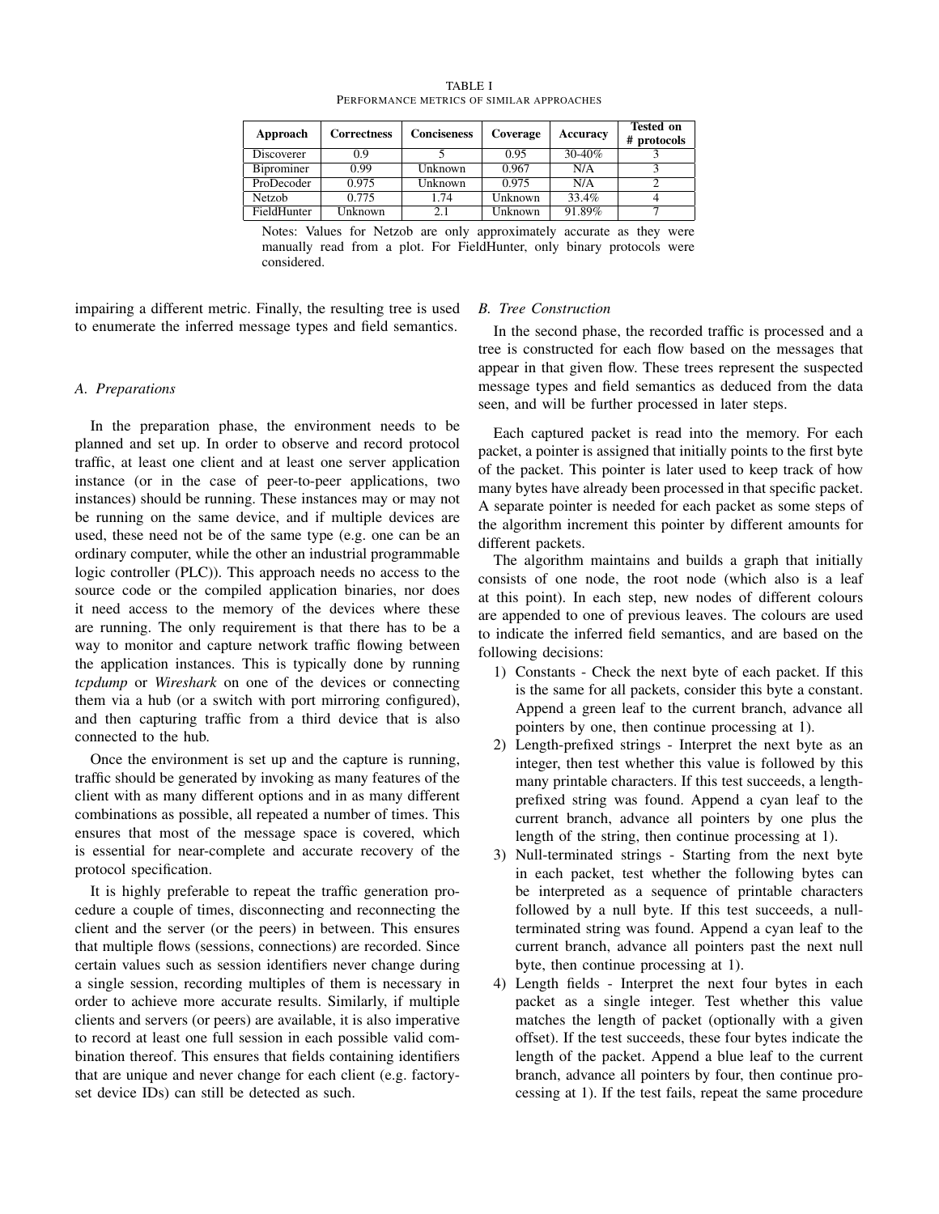TABLE I
PERFORMANCE METRICS OF SIMILAR APPROACHES

| Approach | Correctness | Conciseness | Coverage | Accuracy | Tested on # protocols |
|---|---|---|---|---|---|
| Discoverer | 0.9 | 5 | 0.95 | 30-40% | 3 |
| Biprominer | 0.99 | Unknown | 0.967 | N/A | 3 |
| ProDecoder | 0.975 | Unknown | 0.975 | N/A | 2 |
| Netzob | 0.775 | 1.74 | Unknown | 33.4% | 4 |
| FieldHunter | Unknown | 2.1 | Unknown | 91.89% | 7 |

Notes: Values for Netzob are only approximately accurate as they were manually read from a plot. For FieldHunter, only binary protocols were considered.

impairing a different metric. Finally, the resulting tree is used to enumerate the inferred message types and field semantics.

### A. Preparations

In the preparation phase, the environment needs to be planned and set up. In order to observe and record protocol traffic, at least one client and at least one server application instance (or in the case of peer-to-peer applications, two instances) should be running. These instances may or may not be running on the same device, and if multiple devices are used, these need not be of the same type (e.g. one can be an ordinary computer, while the other an industrial programmable logic controller (PLC)). This approach needs no access to the source code or the compiled application binaries, nor does it need access to the memory of the devices where these are running. The only requirement is that there has to be a way to monitor and capture network traffic flowing between the application instances. This is typically done by running *tcpdump* or *Wireshark* on one of the devices or connecting them via a hub (or a switch with port mirroring configured), and then capturing traffic from a third device that is also connected to the hub.

Once the environment is set up and the capture is running, traffic should be generated by invoking as many features of the client with as many different options and in as many different combinations as possible, all repeated a number of times. This ensures that most of the message space is covered, which is essential for near-complete and accurate recovery of the protocol specification.

It is highly preferable to repeat the traffic generation procedure a couple of times, disconnecting and reconnecting the client and the server (or the peers) in between. This ensures that multiple flows (sessions, connections) are recorded. Since certain values such as session identifiers never change during a single session, recording multiples of them is necessary in order to achieve more accurate results. Similarly, if multiple clients and servers (or peers) are available, it is also imperative to record at least one full session in each possible valid combination thereof. This ensures that fields containing identifiers that are unique and never change for each client (e.g. factory-set device IDs) can still be detected as such.

### B. Tree Construction

In the second phase, the recorded traffic is processed and a tree is constructed for each flow based on the messages that appear in that given flow. These trees represent the suspected message types and field semantics as deduced from the data seen, and will be further processed in later steps.

Each captured packet is read into the memory. For each packet, a pointer is assigned that initially points to the first byte of the packet. This pointer is later used to keep track of how many bytes have already been processed in that specific packet. A separate pointer is needed for each packet as some steps of the algorithm increment this pointer by different amounts for different packets.

The algorithm maintains and builds a graph that initially consists of one node, the root node (which also is a leaf at this point). In each step, new nodes of different colours are appended to one of previous leaves. The colours are used to indicate the inferred field semantics, and are based on the following decisions:

1) Constants - Check the next byte of each packet. If this is the same for all packets, consider this byte a constant. Append a green leaf to the current branch, advance all pointers by one, then continue processing at 1).
2) Length-prefixed strings - Interpret the next byte as an integer, then test whether this value is followed by this many printable characters. If this test succeeds, a length-prefixed string was found. Append a cyan leaf to the current branch, advance all pointers by one plus the length of the string, then continue processing at 1).
3) Null-terminated strings - Starting from the next byte in each packet, test whether the following bytes can be interpreted as a sequence of printable characters followed by a null byte. If this test succeeds, a null-terminated string was found. Append a cyan leaf to the current branch, advance all pointers past the next null byte, then continue processing at 1).
4) Length fields - Interpret the next four bytes in each packet as a single integer. Test whether this value matches the length of packet (optionally with a given offset). If the test succeeds, these four bytes indicate the length of the packet. Append a blue leaf to the current branch, advance all pointers by four, then continue processing at 1). If the test fails, repeat the same procedure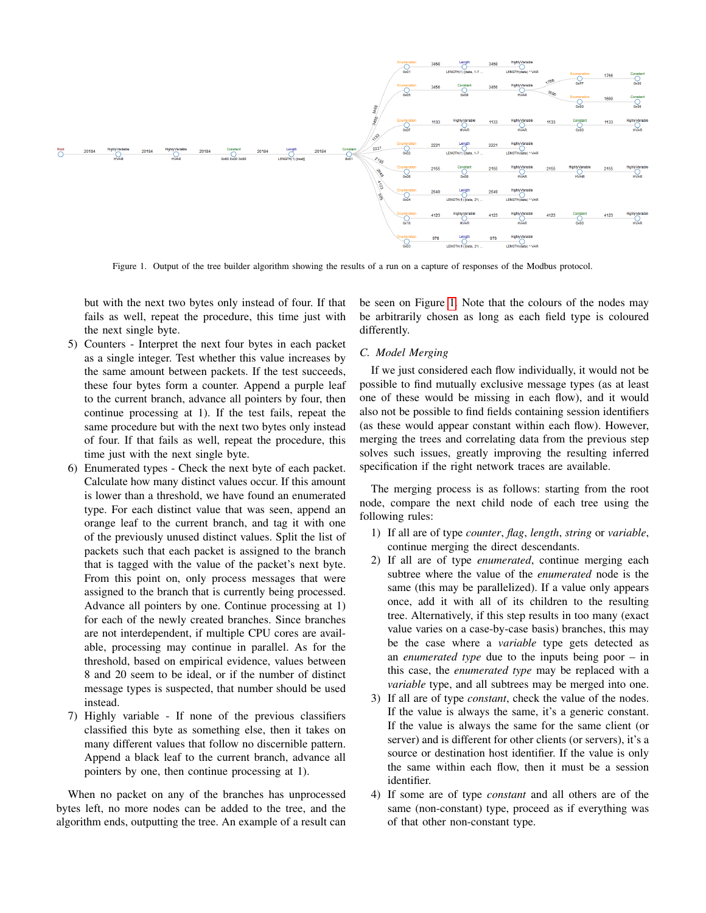Figure 1. Output of the tree builder algorithm showing the results of a run on a capture of responses of the Modbus protocol.

but with the next two bytes only instead of four. If that fails as well, repeat the procedure, this time just with the next single byte.

5) Counters - Interpret the next four bytes in each packet as a single integer. Test whether this value increases by the same amount between packets. If the test succeeds, these four bytes form a counter. Append a purple leaf to the current branch, advance all pointers by four, then continue processing at 1). If the test fails, repeat the same procedure but with the next two bytes only instead of four. If that fails as well, repeat the procedure, this time just with the next single byte.
6) Enumerated types - Check the next byte of each packet. Calculate how many distinct values occur. If this amount is lower than a threshold, we have found an enumerated type. For each distinct value that was seen, append an orange leaf to the current branch, and tag it with one of the previously unused distinct values. Split the list of packets such that each packet is assigned to the branch that is tagged with the value of the packet's next byte. From this point on, only process messages that were assigned to the branch that is currently being processed. Advance all pointers by one. Continue processing at 1) for each of the newly created branches. Since branches are not interdependent, if multiple CPU cores are available, processing may continue in parallel. As for the threshold, based on empirical evidence, values between 8 and 20 seem to be ideal, or if the number of distinct message types is suspected, that number should be used instead.
7) Highly variable - If none of the previous classifiers classified this byte as something else, then it takes on many different values that follow no discernible pattern. Append a black leaf to the current branch, advance all pointers by one, then continue processing at 1).

When no packet on any of the branches has unprocessed bytes left, no more nodes can be added to the tree, and the algorithm ends, outputting the tree. An example of a result can be seen on Figure 1. Note that the colours of the nodes may be arbitrarily chosen as long as each field type is coloured differently.

### C. Model Merging

If we just considered each flow individually, it would not be possible to find mutually exclusive message types (as at least one of these would be missing in each flow), and it would also not be possible to find fields containing session identifiers (as these would appear constant within each flow). However, merging the trees and correlating data from the previous step solves such issues, greatly improving the resulting inferred specification if the right network traces are available.

The merging process is as follows: starting from the root node, compare the next child node of each tree using the following rules:

1) If all are of type *counter*, *flag*, *length*, *string* or *variable*, continue merging the direct descendants.
2) If all are of type *enumerated*, continue merging each subtree where the value of the *enumerated* node is the same (this may be parallelized). If a value only appears once, add it with all of its children to the resulting tree. Alternatively, if this step results in too many (exact value varies on a case-by-case basis) branches, this may be the case where a *variable* type gets detected as an *enumerated type* due to the inputs being poor – in this case, the *enumerated type* may be replaced with a *variable* type, and all subtrees may be merged into one.
3) If all are of type *constant*, check the value of the nodes. If the value is always the same, it's a generic constant. If the value is always the same for the same client (or server) and is different for other clients (or servers), it's a source or destination host identifier. If the value is only the same within each flow, then it must be a session identifier.
4) If some are of type *constant* and all others are of the same (non-constant) type, proceed as if everything was of that other non-constant type.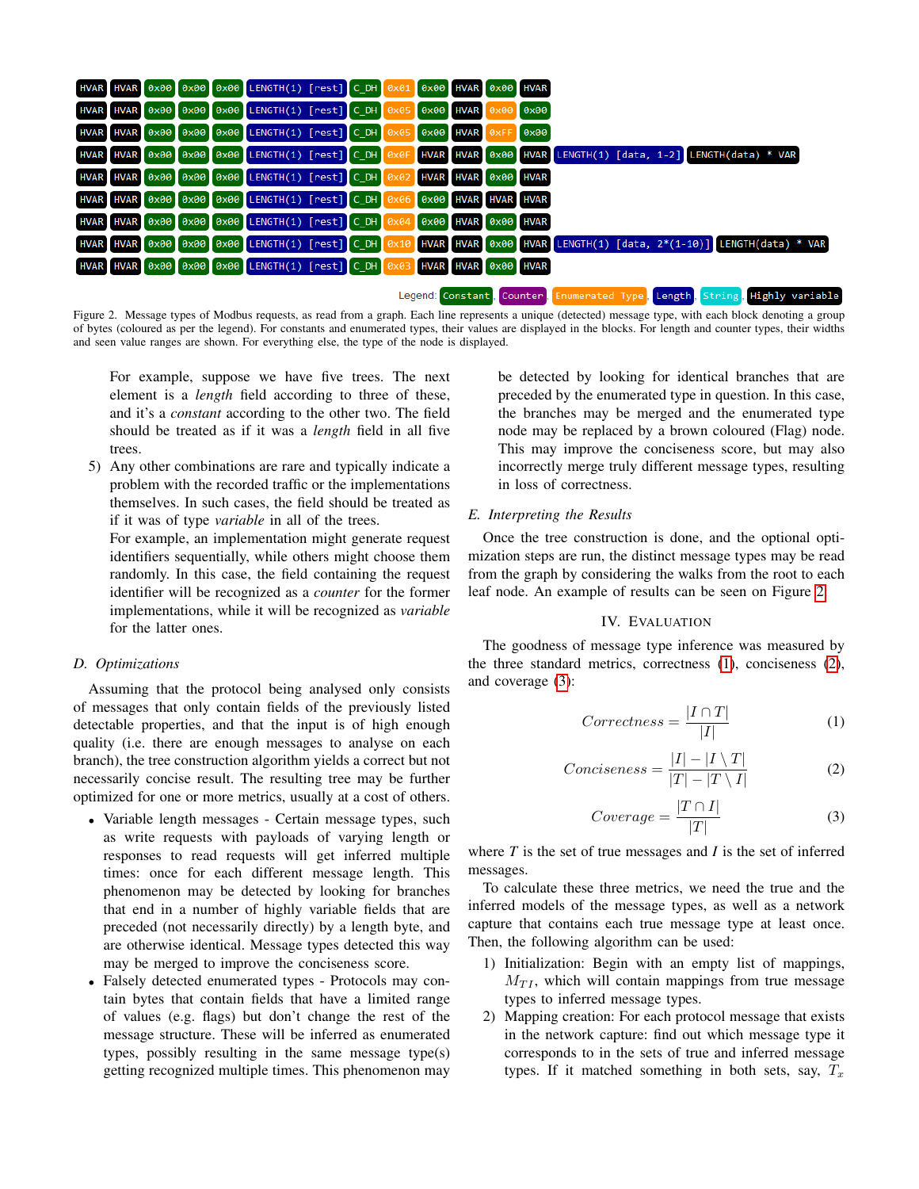| | | | | | | | | | | | | | | |
|---|---|---|---|---|---|---|---|---|---|---|---|---|---|---|
| HVAR | HVAR | 0x00 | 0x00 | 0x00 | LENGTH(1) [rest] | C_DH | 0x01 | 0x00 | HVAR | 0x00 | HVAR | | |
| HVAR | HVAR | 0x00 | 0x00 | 0x00 | LENGTH(1) [rest] | C_DH | 0x05 | 0x00 | HVAR | 0x00 | 0x00 | | |
| HVAR | HVAR | 0x00 | 0x00 | 0x00 | LENGTH(1) [rest] | C_DH | 0x05 | 0x00 | HVAR | 0xFF | 0x00 | | |
| HVAR | HVAR | 0x00 | 0x00 | 0x00 | LENGTH(1) [rest] | C_DH | 0x0F | HVAR | HVAR | 0x00 | HVAR | LENGTH(1) [data, 1-2] | LENGTH(data) * VAR |
| HVAR | HVAR | 0x00 | 0x00 | 0x00 | LENGTH(1) [rest] | C_DH | 0x02 | HVAR | HVAR | 0x00 | HVAR | | |
| HVAR | HVAR | 0x00 | 0x00 | 0x00 | LENGTH(1) [rest] | C_DH | 0x06 | 0x00 | HVAR | HVAR | HVAR | | |
| HVAR | HVAR | 0x00 | 0x00 | 0x00 | LENGTH(1) [rest] | C_DH | 0x04 | 0x00 | HVAR | 0x00 | HVAR | | |
| HVAR | HVAR | 0x00 | 0x00 | 0x00 | LENGTH(1) [rest] | C_DH | 0x10 | HVAR | HVAR | 0x00 | HVAR | LENGTH(1) [data, 2*(1-10)] | LENGTH(data) * VAR |
| HVAR | HVAR | 0x00 | 0x00 | 0x00 | LENGTH(1) [rest] | C_DH | 0x03 | HVAR | HVAR | 0x00 | HVAR | | |

Legend: Constant, Counter, Enumerated Type, Length, String, Highly variable

Figure 2. Message types of Modbus requests, as read from a graph. Each line represents a unique (detected) message type, with each block denoting a group of bytes (coloured as per the legend). For constants and enumerated types, their values are displayed in the blocks. For length and counter types, their widths and seen value ranges are shown. For everything else, the type of the node is displayed.

For example, suppose we have five trees. The next element is a *length* field according to three of these, and it's a *constant* according to the other two. The field should be treated as if it was a *length* field in all five trees.

5) Any other combinations are rare and typically indicate a problem with the recorded traffic or the implementations themselves. In such cases, the field should be treated as if it was of type *variable* in all of the trees.
   For example, an implementation might generate request identifiers sequentially, while others might choose them randomly. In this case, the field containing the request identifier will be recognized as a *counter* for the former implementations, while it will be recognized as *variable* for the latter ones.

### D. Optimizations

Assuming that the protocol being analysed only consists of messages that only contain fields of the previously listed detectable properties, and that the input is of high enough quality (i.e. there are enough messages to analyse on each branch), the tree construction algorithm yields a correct but not necessarily concise result. The resulting tree may be further optimized for one or more metrics, usually at a cost of others.

- Variable length messages - Certain message types, such as write requests with payloads of varying length or responses to read requests will get inferred multiple times: once for each different message length. This phenomenon may be detected by looking for branches that end in a number of highly variable fields that are preceded (not necessarily directly) by a length byte, and are otherwise identical. Message types detected this way may be merged to improve the conciseness score.
- Falsely detected enumerated types - Protocols may contain bytes that contain fields that have a limited range of values (e.g. flags) but don't change the rest of the message structure. These will be inferred as enumerated types, possibly resulting in the same message type(s) getting recognized multiple times. This phenomenon may be detected by looking for identical branches that are preceded by the enumerated type in question. In this case, the branches may be merged and the enumerated type node may be replaced by a brown coloured (Flag) node. This may improve the conciseness score, but may also incorrectly merge truly different message types, resulting in loss of correctness.

### E. Interpreting the Results

Once the tree construction is done, and the optional optimization steps are run, the distinct message types may be read from the graph by considering the walks from the root to each leaf node. An example of results can be seen on Figure 2.

## IV. Evaluation

The goodness of message type inference was measured by the three standard metrics, correctness (1), conciseness (2), and coverage (3):

$$Correctness = \frac{|I \cap T|}{|I|} \tag{1}$$

$$Conciseness = \frac{|I| - |I \setminus T|}{|T| - |T \setminus I|} \tag{2}$$

$$Coverage = \frac{|T \cap I|}{|T|} \tag{3}$$

where $T$ is the set of true messages and $I$ is the set of inferred messages.

To calculate these three metrics, we need the true and the inferred models of the message types, as well as a network capture that contains each true message type at least once. Then, the following algorithm can be used:

1) Initialization: Begin with an empty list of mappings, $M_{TI}$, which will contain mappings from true message types to inferred message types.
2) Mapping creation: For each protocol message that exists in the network capture: find out which message type it corresponds to in the sets of true and inferred message types. If it matched something in both sets, say, $T_x$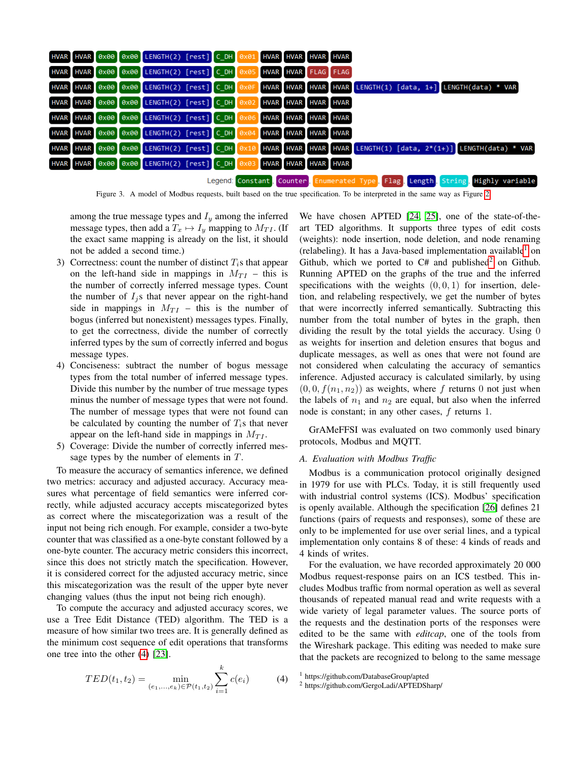| HVAR | HVAR | 0x00 | 0x00 | LENGTH(2) [rest] | C_DH | 0x01 | HVAR | HVAR | HVAR | HVAR | | |
|---|---|---|---|---|---|---|---|---|---|---|---|---|
| HVAR | HVAR | 0x00 | 0x00 | LENGTH(2) [rest] | C_DH | 0x05 | HVAR | HVAR | FLAG | FLAG | | |
| HVAR | HVAR | 0x00 | 0x00 | LENGTH(2) [rest] | C_DH | 0x0F | HVAR | HVAR | HVAR | HVAR | LENGTH(1) [data, 1+] | LENGTH(data) * VAR |
| HVAR | HVAR | 0x00 | 0x00 | LENGTH(2) [rest] | C_DH | 0x02 | HVAR | HVAR | HVAR | HVAR | | |
| HVAR | HVAR | 0x00 | 0x00 | LENGTH(2) [rest] | C_DH | 0x06 | HVAR | HVAR | HVAR | HVAR | | |
| HVAR | HVAR | 0x00 | 0x00 | LENGTH(2) [rest] | C_DH | 0x04 | HVAR | HVAR | HVAR | HVAR | | |
| HVAR | HVAR | 0x00 | 0x00 | LENGTH(2) [rest] | C_DH | 0x10 | HVAR | HVAR | HVAR | HVAR | LENGTH(1) [data, 2*(1+)] | LENGTH(data) * VAR |
| HVAR | HVAR | 0x00 | 0x00 | LENGTH(2) [rest] | C_DH | 0x03 | HVAR | HVAR | HVAR | HVAR | | |

Legend: Constant, Counter, Enumerated Type, Flag, Length, String, Highly variable

Figure 3. A model of Modbus requests, built based on the true specification. To be interpreted in the same way as Figure 2

among the true message types and $I_y$ among the inferred message types, then add a $T_x \mapsto I_y$ mapping to $M_{TI}$. (If the exact same mapping is already on the list, it should not be added a second time.)

3) Correctness: count the number of distinct $T_i$s that appear on the left-hand side in mappings in $M_{TI}$ – this is the number of correctly inferred message types. Count the number of $I_j$s that never appear on the right-hand side in mappings in $M_{TI}$ – this is the number of bogus (inferred but nonexistent) messages types. Finally, to get the correctness, divide the number of correctly inferred types by the sum of correctly inferred and bogus message types.
4) Conciseness: subtract the number of bogus message types from the total number of inferred message types. Divide this number by the number of true message types minus the number of message types that were not found. The number of message types that were not found can be calculated by counting the number of $T_i$s that never appear on the left-hand side in mappings in $M_{TI}$.
5) Coverage: Divide the number of correctly inferred message types by the number of elements in $T$.

To measure the accuracy of semantics inference, we defined two metrics: accuracy and adjusted accuracy. Accuracy measures what percentage of field semantics were inferred correctly, while adjusted accuracy accepts miscategorized bytes as correct where the miscategorization was a result of the input not being rich enough. For example, consider a two-byte counter that was classified as a one-byte constant followed by a one-byte counter. The accuracy metric considers this incorrect, since this does not strictly match the specification. However, it is considered correct for the adjusted accuracy metric, since this miscategorization was the result of the upper byte never changing values (thus the input not being rich enough).

To compute the accuracy and adjusted accuracy scores, we use a Tree Edit Distance (TED) algorithm. The TED is a measure of how similar two trees are. It is generally defined as the minimum cost sequence of edit operations that transforms one tree into the other (4) [23].

$$TED(t_1, t_2) = \min_{(e_1,\ldots,e_k)\in\mathcal{P}(t_1,t_2)} \sum_{i=1}^{k} c(e_i) \tag{4}$$

We have chosen APTED [24], [25], one of the state-of-the-art TED algorithms. It supports three types of edit costs (weights): node insertion, node deletion, and node renaming (relabeling). It has a Java-based implementation available[1] on Github, which we ported to C# and published[2] on Github. Running APTED on the graphs of the true and the inferred specifications with the weights $(0, 0, 1)$ for insertion, deletion, and relabeling respectively, we get the number of bytes that were incorrectly inferred semantically. Subtracting this number from the total number of bytes in the graph, then dividing the result by the total yields the accuracy. Using 0 as weights for insertion and deletion ensures that bogus and duplicate messages, as well as ones that were not found are not considered when calculating the accuracy of semantics inference. Adjusted accuracy is calculated similarly, by using $(0, 0, f(n_1, n_2))$ as weights, where $f$ returns 0 not just when the labels of $n_1$ and $n_2$ are equal, but also when the inferred node is constant; in any other cases, $f$ returns 1.

GrAMeFFSI was evaluated on two commonly used binary protocols, Modbus and MQTT.

### *A. Evaluation with Modbus Traffic*

Modbus is a communication protocol originally designed in 1979 for use with PLCs. Today, it is still frequently used with industrial control systems (ICS). Modbus' specification is openly available. Although the specification [26] defines 21 functions (pairs of requests and responses), some of these are only to be implemented for use over serial lines, and a typical implementation only contains 8 of these: 4 kinds of reads and 4 kinds of writes.

For the evaluation, we have recorded approximately 20 000 Modbus request-response pairs on an ICS testbed. This includes Modbus traffic from normal operation as well as several thousands of repeated manual read and write requests with a wide variety of legal parameter values. The source ports of the requests and the destination ports of the responses were edited to be the same with *editcap*, one of the tools from the Wireshark package. This editing was needed to make sure that the packets are recognized to belong to the same message

[1] https://github.com/DatabaseGroup/apted

[2] https://github.com/GergoLadi/APTEDSharp/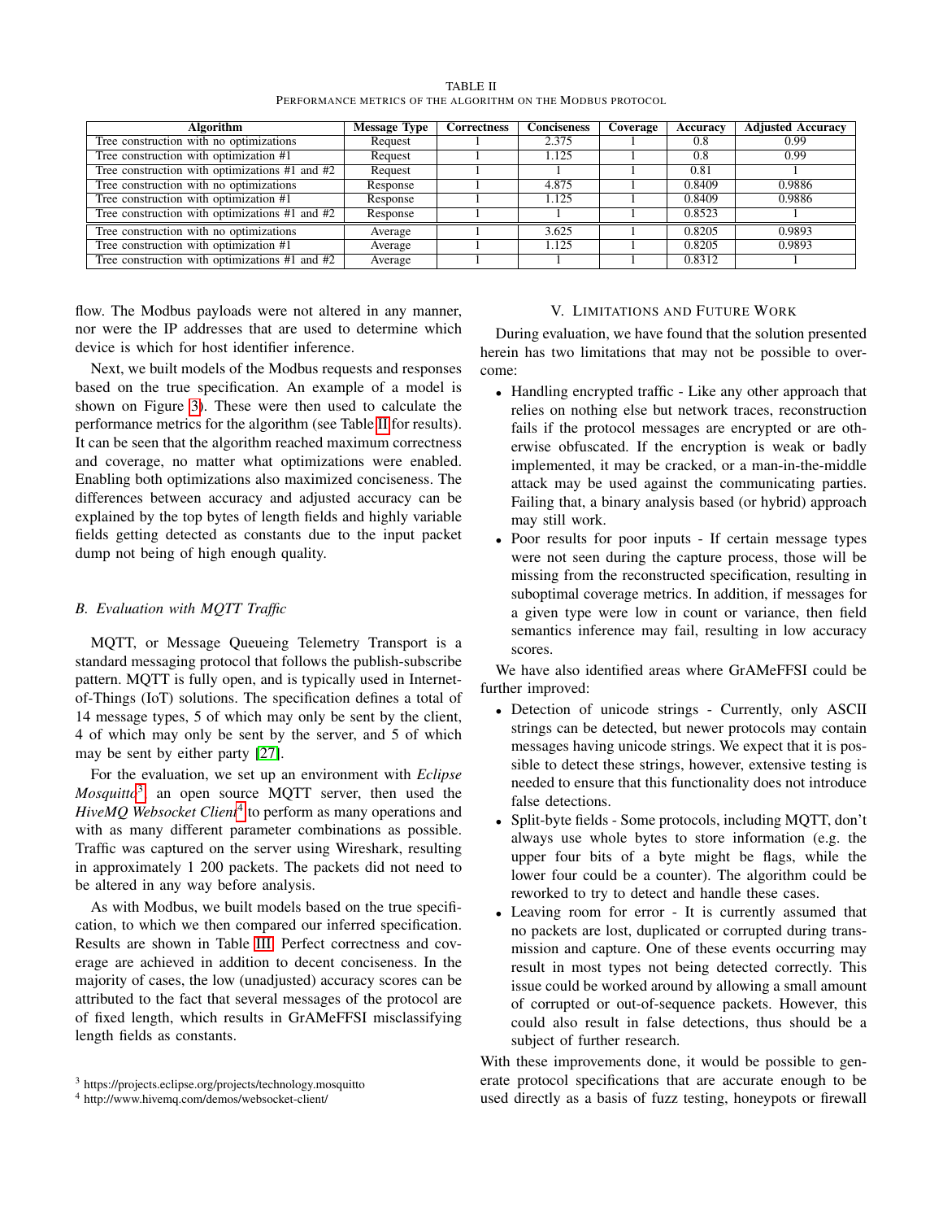TABLE II
PERFORMANCE METRICS OF THE ALGORITHM ON THE MODBUS PROTOCOL

| Algorithm | Message Type | Correctness | Conciseness | Coverage | Accuracy | Adjusted Accuracy |
|---|---|---|---|---|---|---|
| Tree construction with no optimizations | Request | 1 | 2.375 | 1 | 0.8 | 0.99 |
| Tree construction with optimization #1 | Request | 1 | 1.125 | 1 | 0.8 | 0.99 |
| Tree construction with optimizations #1 and #2 | Request | 1 | 1 | 1 | 0.81 | 1 |
| Tree construction with no optimizations | Response | 1 | 4.875 | 1 | 0.8409 | 0.9886 |
| Tree construction with optimization #1 | Response | 1 | 1.125 | 1 | 0.8409 | 0.9886 |
| Tree construction with optimizations #1 and #2 | Response | 1 | 1 | 1 | 0.8523 | 1 |
| Tree construction with no optimizations | Average | 1 | 3.625 | 1 | 0.8205 | 0.9893 |
| Tree construction with optimization #1 | Average | 1 | 1.125 | 1 | 0.8205 | 0.9893 |
| Tree construction with optimizations #1 and #2 | Average | 1 | 1 | 1 | 0.8312 | 1 |

flow. The Modbus payloads were not altered in any manner, nor were the IP addresses that are used to determine which device is which for host identifier inference.

Next, we built models of the Modbus requests and responses based on the true specification. An example of a model is shown on Figure 3). These were then used to calculate the performance metrics for the algorithm (see Table II for results). It can be seen that the algorithm reached maximum correctness and coverage, no matter what optimizations were enabled. Enabling both optimizations also maximized conciseness. The differences between accuracy and adjusted accuracy can be explained by the top bytes of length fields and highly variable fields getting detected as constants due to the input packet dump not being of high enough quality.

### B. Evaluation with MQTT Traffic

MQTT, or Message Queueing Telemetry Transport is a standard messaging protocol that follows the publish-subscribe pattern. MQTT is fully open, and is typically used in Internet-of-Things (IoT) solutions. The specification defines a total of 14 message types, 5 of which may only be sent by the client, 4 of which may only be sent by the server, and 5 of which may be sent by either party [27].

For the evaluation, we set up an environment with *Eclipse Mosquitto*[3], an open source MQTT server, then used the *HiveMQ Websocket Client*[4] to perform as many operations and with as many different parameter combinations as possible. Traffic was captured on the server using Wireshark, resulting in approximately 1 200 packets. The packets did not need to be altered in any way before analysis.

As with Modbus, we built models based on the true specification, to which we then compared our inferred specification. Results are shown in Table III. Perfect correctness and coverage are achieved in addition to decent conciseness. In the majority of cases, the low (unadjusted) accuracy scores can be attributed to the fact that several messages of the protocol are of fixed length, which results in GrAMeFFSI misclassifying length fields as constants.

[3] https://projects.eclipse.org/projects/technology.mosquitto

[4] http://www.hivemq.com/demos/websocket-client/

## V. LIMITATIONS AND FUTURE WORK

During evaluation, we have found that the solution presented herein has two limitations that may not be possible to overcome:

- Handling encrypted traffic - Like any other approach that relies on nothing else but network traces, reconstruction fails if the protocol messages are encrypted or are otherwise obfuscated. If the encryption is weak or badly implemented, it may be cracked, or a man-in-the-middle attack may be used against the communicating parties. Failing that, a binary analysis based (or hybrid) approach may still work.
- Poor results for poor inputs - If certain message types were not seen during the capture process, those will be missing from the reconstructed specification, resulting in suboptimal coverage metrics. In addition, if messages for a given type were low in count or variance, then field semantics inference may fail, resulting in low accuracy scores.

We have also identified areas where GrAMeFFSI could be further improved:

- Detection of unicode strings - Currently, only ASCII strings can be detected, but newer protocols may contain messages having unicode strings. We expect that it is possible to detect these strings, however, extensive testing is needed to ensure that this functionality does not introduce false detections.
- Split-byte fields - Some protocols, including MQTT, don't always use whole bytes to store information (e.g. the upper four bits of a byte might be flags, while the lower four could be a counter). The algorithm could be reworked to try to detect and handle these cases.
- Leaving room for error - It is currently assumed that no packets are lost, duplicated or corrupted during transmission and capture. One of these events occurring may result in most types not being detected correctly. This issue could be worked around by allowing a small amount of corrupted or out-of-sequence packets. However, this could also result in false detections, thus should be a subject of further research.

With these improvements done, it would be possible to generate protocol specifications that are accurate enough to be used directly as a basis of fuzz testing, honeypots or firewall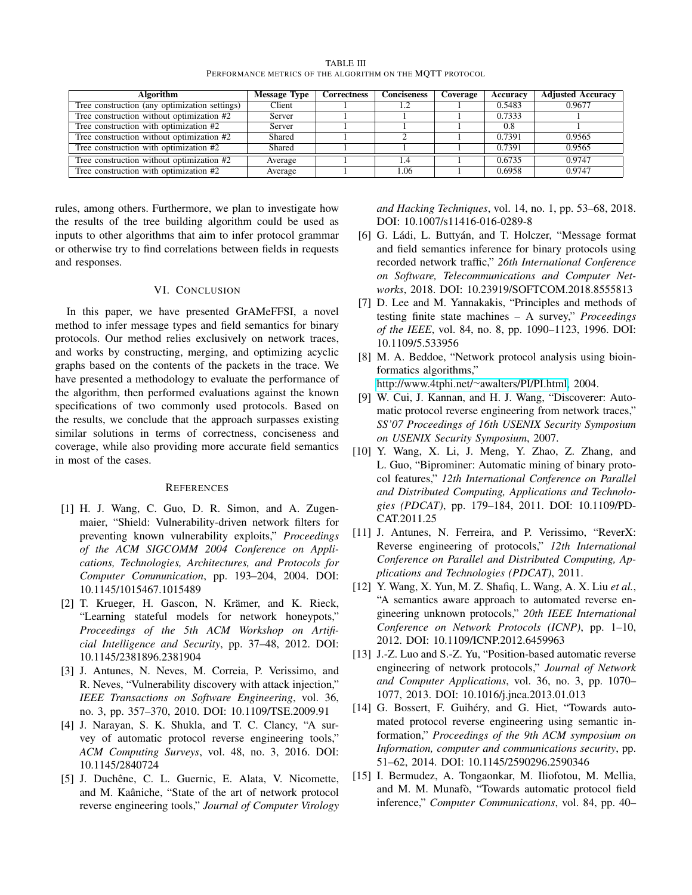TABLE III
PERFORMANCE METRICS OF THE ALGORITHM ON THE MQTT PROTOCOL

| Algorithm | Message Type | Correctness | Conciseness | Coverage | Accuracy | Adjusted Accuracy |
|---|---|---|---|---|---|---|
| Tree construction (any optimization settings) | Client | 1 | 1.2 | 1 | 0.5483 | 0.9677 |
| Tree construction without optimization #2 | Server | 1 | 1 | 1 | 0.7333 | 1 |
| Tree construction with optimization #2 | Server | 1 | 1 | 1 | 0.8 | 1 |
| Tree construction without optimization #2 | Shared | 1 | 2 | 1 | 0.7391 | 0.9565 |
| Tree construction with optimization #2 | Shared | 1 | 1 | 1 | 0.7391 | 0.9565 |
| Tree construction without optimization #2 | Average | 1 | 1.4 | 1 | 0.6735 | 0.9747 |
| Tree construction with optimization #2 | Average | 1 | 1.06 | 1 | 0.6958 | 0.9747 |

rules, among others. Furthermore, we plan to investigate how the results of the tree building algorithm could be used as inputs to other algorithms that aim to infer protocol grammar or otherwise try to find correlations between fields in requests and responses.

## VI. Conclusion

In this paper, we have presented GrAMeFFSI, a novel method to infer message types and field semantics for binary protocols. Our method relies exclusively on network traces, and works by constructing, merging, and optimizing acyclic graphs based on the contents of the packets in the trace. We have presented a methodology to evaluate the performance of the algorithm, then performed evaluations against the known specifications of two commonly used protocols. Based on the results, we conclude that the approach surpasses existing similar solutions in terms of correctness, conciseness and coverage, while also providing more accurate field semantics in most of the cases.

## References

[1] H. J. Wang, C. Guo, D. R. Simon, and A. Zugenmaier, "Shield: Vulnerability-driven network filters for preventing known vulnerability exploits," *Proceedings of the ACM SIGCOMM 2004 Conference on Applications, Technologies, Architectures, and Protocols for Computer Communication*, pp. 193–204, 2004. DOI: 10.1145/1015467.1015489

[2] T. Krueger, H. Gascon, N. Krämer, and K. Rieck, "Learning stateful models for network honeypots," *Proceedings of the 5th ACM Workshop on Artificial Intelligence and Security*, pp. 37–48, 2012. DOI: 10.1145/2381896.2381904

[3] J. Antunes, N. Neves, M. Correia, P. Verissimo, and R. Neves, "Vulnerability discovery with attack injection," *IEEE Transactions on Software Engineering*, vol. 36, no. 3, pp. 357–370, 2010. DOI: 10.1109/TSE.2009.91

[4] J. Narayan, S. K. Shukla, and T. C. Clancy, "A survey of automatic protocol reverse engineering tools," *ACM Computing Surveys*, vol. 48, no. 3, 2016. DOI: 10.1145/2840724

[5] J. Duchêne, C. L. Guernic, E. Alata, V. Nicomette, and M. Kaâniche, "State of the art of network protocol reverse engineering tools," *Journal of Computer Virology and Hacking Techniques*, vol. 14, no. 1, pp. 53–68, 2018. DOI: 10.1007/s11416-016-0289-8

[6] G. Ládi, L. Buttyán, and T. Holczer, "Message format and field semantics inference for binary protocols using recorded network traffic," *26th International Conference on Software, Telecommunications and Computer Networks*, 2018. DOI: 10.23919/SOFTCOM.2018.8555813

[7] D. Lee and M. Yannakakis, "Principles and methods of testing finite state machines – A survey," *Proceedings of the IEEE*, vol. 84, no. 8, pp. 1090–1123, 1996. DOI: 10.1109/5.533956

[8] M. A. Beddoe, "Network protocol analysis using bioinformatics algorithms," http://www.4tphi.net/~awalters/PI/PI.html, 2004.

[9] W. Cui, J. Kannan, and H. J. Wang, "Discoverer: Automatic protocol reverse engineering from network traces," *SS'07 Proceedings of 16th USENIX Security Symposium on USENIX Security Symposium*, 2007.

[10] Y. Wang, X. Li, J. Meng, Y. Zhao, Z. Zhang, and L. Guo, "Biprominer: Automatic mining of binary protocol features," *12th International Conference on Parallel and Distributed Computing, Applications and Technologies (PDCAT)*, pp. 179–184, 2011. DOI: 10.1109/PDCAT.2011.25

[11] J. Antunes, N. Ferreira, and P. Verissimo, "ReverX: Reverse engineering of protocols," *12th International Conference on Parallel and Distributed Computing, Applications and Technologies (PDCAT)*, 2011.

[12] Y. Wang, X. Yun, M. Z. Shafiq, L. Wang, A. X. Liu *et al.*, "A semantics aware approach to automated reverse engineering unknown protocols," *20th IEEE International Conference on Network Protocols (ICNP)*, pp. 1–10, 2012. DOI: 10.1109/ICNP.2012.6459963

[13] J.-Z. Luo and S.-Z. Yu, "Position-based automatic reverse engineering of network protocols," *Journal of Network and Computer Applications*, vol. 36, no. 3, pp. 1070–1077, 2013. DOI: 10.1016/j.jnca.2013.01.013

[14] G. Bossert, F. Guihéry, and G. Hiet, "Towards automated protocol reverse engineering using semantic information," *Proceedings of the 9th ACM symposium on Information, computer and communications security*, pp. 51–62, 2014. DOI: 10.1145/2590296.2590346

[15] I. Bermudez, A. Tongaonkar, M. Iliofotou, M. Mellia, and M. M. Munafò, "Towards automatic protocol field inference," *Computer Communications*, vol. 84, pp. 40–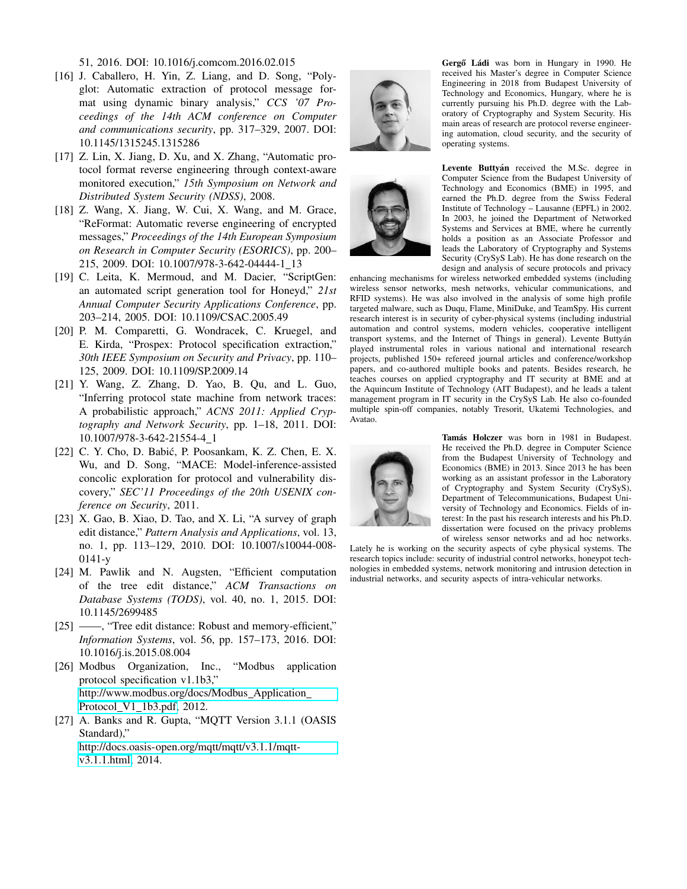51, 2016. DOI: 10.1016/j.comcom.2016.02.015

[16] J. Caballero, H. Yin, Z. Liang, and D. Song, "Polyglot: Automatic extraction of protocol message format using dynamic binary analysis," *CCS '07 Proceedings of the 14th ACM conference on Computer and communications security*, pp. 317–329, 2007. DOI: 10.1145/1315245.1315286

[17] Z. Lin, X. Jiang, D. Xu, and X. Zhang, "Automatic protocol format reverse engineering through context-aware monitored execution," *15th Symposium on Network and Distributed System Security (NDSS)*, 2008.

[18] Z. Wang, X. Jiang, W. Cui, X. Wang, and M. Grace, "ReFormat: Automatic reverse engineering of encrypted messages," *Proceedings of the 14th European Symposium on Research in Computer Security (ESORICS)*, pp. 200–215, 2009. DOI: 10.1007/978-3-642-04444-1_13

[19] C. Leita, K. Mermoud, and M. Dacier, "ScriptGen: an automated script generation tool for Honeyd," *21st Annual Computer Security Applications Conference*, pp. 203–214, 2005. DOI: 10.1109/CSAC.2005.49

[20] P. M. Comparetti, G. Wondracek, C. Kruegel, and E. Kirda, "Prospex: Protocol specification extraction," *30th IEEE Symposium on Security and Privacy*, pp. 110–125, 2009. DOI: 10.1109/SP.2009.14

[21] Y. Wang, Z. Zhang, D. Yao, B. Qu, and L. Guo, "Inferring protocol state machine from network traces: A probabilistic approach," *ACNS 2011: Applied Cryptography and Network Security*, pp. 1–18, 2011. DOI: 10.1007/978-3-642-21554-4_1

[22] C. Y. Cho, D. Babić, P. Poosankam, K. Z. Chen, E. X. Wu, and D. Song, "MACE: Model-inference-assisted concolic exploration for protocol and vulnerability discovery," *SEC'11 Proceedings of the 20th USENIX conference on Security*, 2011.

[23] X. Gao, B. Xiao, D. Tao, and X. Li, "A survey of graph edit distance," *Pattern Analysis and Applications*, vol. 13, no. 1, pp. 113–129, 2010. DOI: 10.1007/s10044-008-0141-y

[24] M. Pawlik and N. Augsten, "Efficient computation of the tree edit distance," *ACM Transactions on Database Systems (TODS)*, vol. 40, no. 1, 2015. DOI: 10.1145/2699485

[25] ——, "Tree edit distance: Robust and memory-efficient," *Information Systems*, vol. 56, pp. 157–173, 2016. DOI: 10.1016/j.is.2015.08.004

[26] Modbus Organization, Inc., "Modbus application protocol specification v1.1b3," http://www.modbus.org/docs/Modbus_Application_Protocol_V1_1b3.pdf, 2012.

[27] A. Banks and R. Gupta, "MQTT Version 3.1.1 (OASIS Standard)," http://docs.oasis-open.org/mqtt/mqtt/v3.1.1/mqtt-v3.1.1.html, 2014.

**Gergő Ládi** was born in Hungary in 1990. He received his Master's degree in Computer Science Engineering in 2018 from Budapest University of Technology and Economics, Hungary, where he is currently pursuing his Ph.D. degree with the Laboratory of Cryptography and System Security. His main areas of research are protocol reverse engineering automation, cloud security, and the security of operating systems.

**Levente Buttyán** received the M.Sc. degree in Computer Science from the Budapest University of Technology and Economics (BME) in 1995, and earned the Ph.D. degree from the Swiss Federal Institute of Technology – Lausanne (EPFL) in 2002. In 2003, he joined the Department of Networked Systems and Services at BME, where he currently holds a position as an Associate Professor and leads the Laboratory of Cryptography and Systems Security (CrySyS Lab). He has done research on the design and analysis of secure protocols and privacy enhancing mechanisms for wireless networked embedded systems (including wireless sensor networks, mesh networks, vehicular communications, and RFID systems). He was also involved in the analysis of some high profile targeted malware, such as Duqu, Flame, MiniDuke, and TeamSpy. His current research interest is in security of cyber-physical systems (including industrial automation and control systems, modern vehicles, cooperative intelligent transport systems, and the Internet of Things in general). Levente Buttyán played instrumental roles in various national and international research projects, published 150+ refereed journal articles and conference/workshop papers, and co-authored multiple books and patents. Besides research, he teaches courses on applied cryptography and IT security at BME and at the Aquincum Institute of Technology (AIT Budapest), and he leads a talent management program in IT security in the CrySyS Lab. He also co-founded multiple spin-off companies, notably Tresorit, Ukatemi Technologies, and Avatao.

**Tamás Holczer** was born in 1981 in Budapest. He received the Ph.D. degree in Computer Science from the Budapest University of Technology and Economics (BME) in 2013. Since 2013 he has been working as an assistant professor in the Laboratory of Cryptography and System Security (CrySyS), Department of Telecommunications, Budapest University of Technology and Economics. Fields of interest: In the past his research interests and his Ph.D. dissertation were focused on the privacy problems of wireless sensor networks and ad hoc networks. Lately he is working on the security aspects of cybe physical systems. The research topics include: security of industrial control networks, honeypot technologies in embedded systems, network monitoring and intrusion detection in industrial networks, and security aspects of intra-vehicular networks.